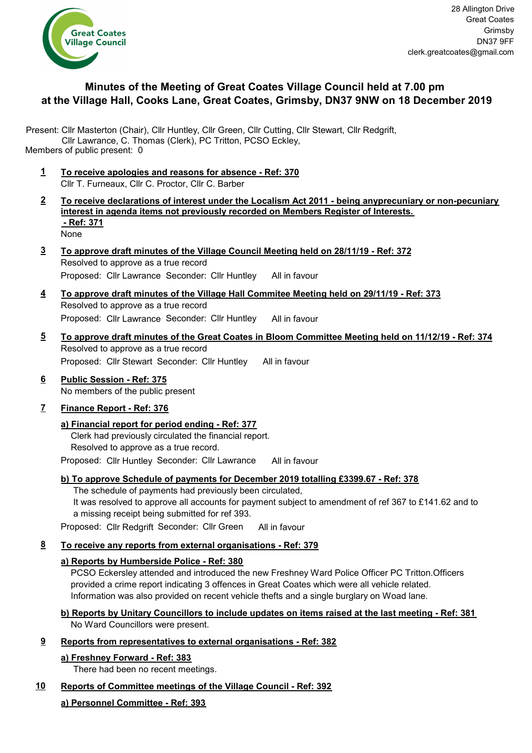Great Coates Village Council

28 Allington Drive
Great Coates
Grimsby
DN37 9FF
clerk.greatcoates@gmail.com

# Minutes of the Meeting of Great Coates Village Council held at 7.00 pm at the Village Hall, Cooks Lane, Great Coates, Grimsby, DN37 9NW on 18 December 2019

Present: Cllr Masterton (Chair), Cllr Huntley, Cllr Green, Cllr Cutting, Cllr Stewart, Cllr Redgrift, Cllr Lawrance, C. Thomas (Clerk), PC Tritton, PCSO Eckley,
Members of public present: 0

**1** **To receive apologies and reasons for absence - Ref: 370**
Cllr T. Furneaux, Cllr C. Proctor, Cllr C. Barber

**2** **To receive declarations of interest under the Localism Act 2011 - being anyprecuniary or non-pecuniary interest in agenda items not previously recorded on Members Register of Interests. - Ref: 371**
None

**3** **To approve draft minutes of the Village Council Meeting held on 28/11/19 - Ref: 372**
Resolved to approve as a true record
Proposed: Cllr Lawrance Seconder: Cllr Huntley All in favour

**4** **To approve draft minutes of the Village Hall Commitee Meeting held on 29/11/19 - Ref: 373**
Resolved to approve as a true record
Proposed: Cllr Lawrance Seconder: Cllr Huntley All in favour

**5** **To approve draft minutes of the Great Coates in Bloom Committee Meeting held on 11/12/19 - Ref: 374**
Resolved to approve as a true record
Proposed: Cllr Stewart Seconder: Cllr Huntley All in favour

**6** **Public Session - Ref: 375**
No members of the public present

**7** **Finance Report - Ref: 376**

**a) Financial report for period ending - Ref: 377**
Clerk had previously circulated the financial report.
Resolved to approve as a true record.
Proposed: Cllr Huntley Seconder: Cllr Lawrance All in favour

**b) To approve Schedule of payments for December 2019 totalling £3399.67 - Ref: 378**
The schedule of payments had previously been circulated,
It was resolved to approve all accounts for payment subject to amendment of ref 367 to £141.62 and to a missing receipt being submitted for ref 393.
Proposed: Cllr Redgrift Seconder: Cllr Green All in favour

**8** **To receive any reports from external organisations - Ref: 379**

**a) Reports by Humberside Police - Ref: 380**
PCSO Eckersley attended and introduced the new Freshney Ward Police Officer PC Tritton.Officers provided a crime report indicating 3 offences in Great Coates which were all vehicle related. Information was also provided on recent vehicle thefts and a single burglary on Woad lane.

**b) Reports by Unitary Councillors to include updates on items raised at the last meeting - Ref: 381**
No Ward Councillors were present.

**9** **Reports from representatives to external organisations - Ref: 382**

**a) Freshney Forward - Ref: 383**
There had been no recent meetings.

**10** **Reports of Committee meetings of the Village Council - Ref: 392**

**a) Personnel Committee - Ref: 393**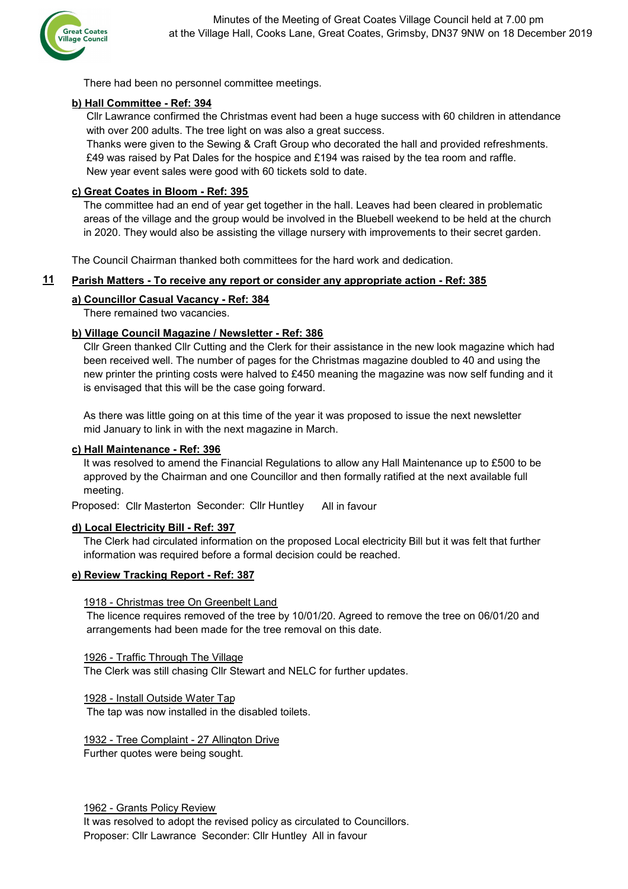There had been no personnel committee meetings.

**b) Hall Committee - Ref: 394**

Cllr Lawrance confirmed the Christmas event had been a huge success with 60 children in attendance with over 200 adults. The tree light on was also a great success.

Thanks were given to the Sewing & Craft Group who decorated the hall and provided refreshments. £49 was raised by Pat Dales for the hospice and £194 was raised by the tea room and raffle. New year event sales were good with 60 tickets sold to date.

**c) Great Coates in Bloom - Ref: 395**

The committee had an end of year get together in the hall. Leaves had been cleared in problematic areas of the village and the group would be involved in the Bluebell weekend to be held at the church in 2020. They would also be assisting the village nursery with improvements to their secret garden.

The Council Chairman thanked both committees for the hard work and dedication.

## 11 Parish Matters - To receive any report or consider any appropriate action - Ref: 385

**a) Councillor Casual Vacancy - Ref: 384**

There remained two vacancies.

**b) Village Council Magazine / Newsletter - Ref: 386**

Cllr Green thanked Cllr Cutting and the Clerk for their assistance in the new look magazine which had been received well. The number of pages for the Christmas magazine doubled to 40 and using the new printer the printing costs were halved to £450 meaning the magazine was now self funding and it is envisaged that this will be the case going forward.

As there was little going on at this time of the year it was proposed to issue the next newsletter mid January to link in with the next magazine in March.

**c) Hall Maintenance - Ref: 396**

It was resolved to amend the Financial Regulations to allow any Hall Maintenance up to £500 to be approved by the Chairman and one Councillor and then formally ratified at the next available full meeting.

Proposed: Cllr Masterton Seconder: Cllr Huntley All in favour

**d) Local Electricity Bill - Ref: 397**

The Clerk had circulated information on the proposed Local electricity Bill but it was felt that further information was required before a formal decision could be reached.

**e) Review Tracking Report - Ref: 387**

1918 - Christmas tree On Greenbelt Land

The licence requires removed of the tree by 10/01/20. Agreed to remove the tree on 06/01/20 and arrangements had been made for the tree removal on this date.

1926 - Traffic Through The Village

The Clerk was still chasing Cllr Stewart and NELC for further updates.

1928 - Install Outside Water Tap

The tap was now installed in the disabled toilets.

1932 - Tree Complaint - 27 Allington Drive

Further quotes were being sought.

1962 - Grants Policy Review

It was resolved to adopt the revised policy as circulated to Councillors.

Proposer: Cllr Lawrance Seconder: Cllr Huntley All in favour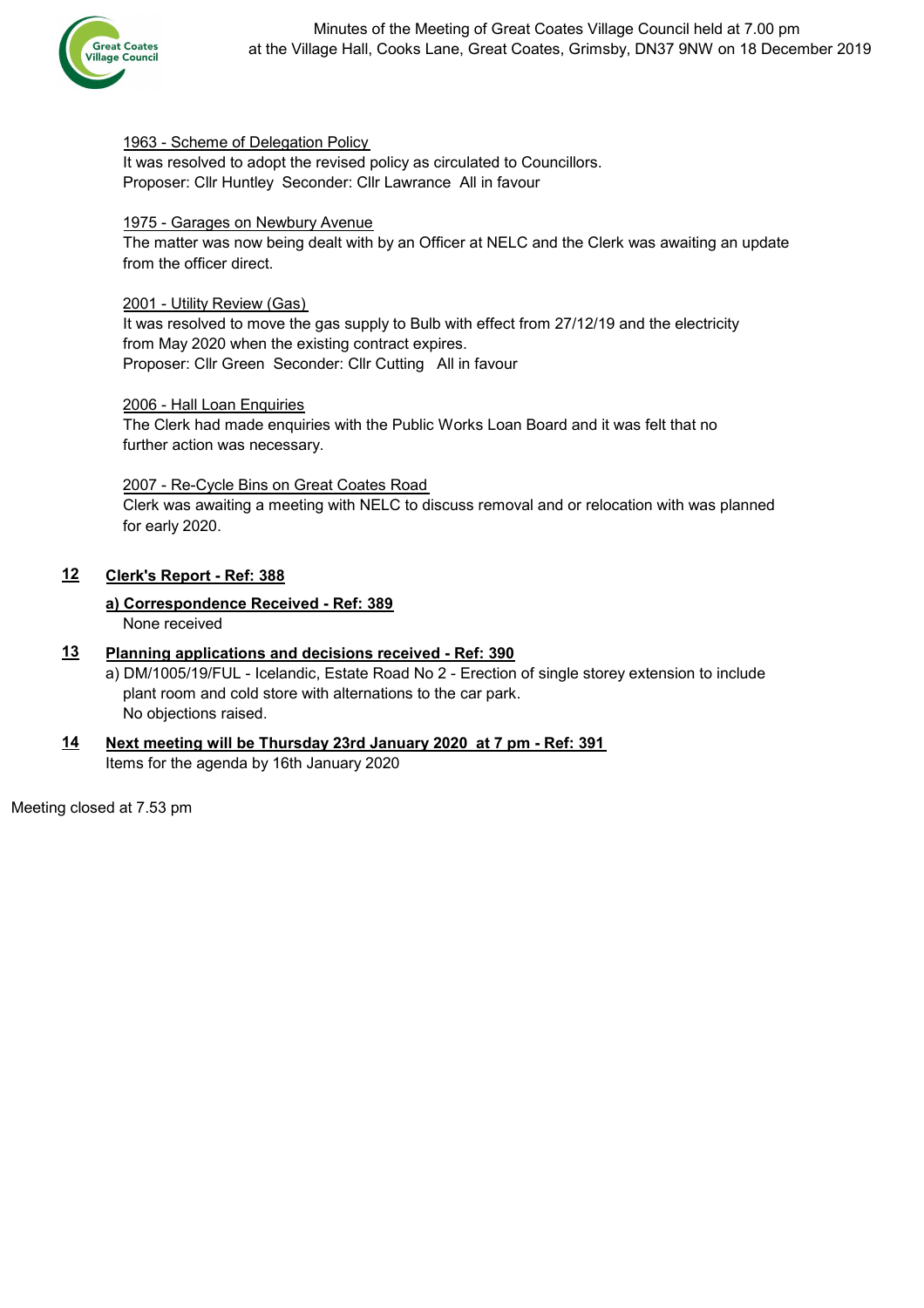1963 - Scheme of Delegation Policy
It was resolved to adopt the revised policy as circulated to Councillors.
Proposer: Cllr Huntley Seconder: Cllr Lawrance All in favour

1975 - Garages on Newbury Avenue
The matter was now being dealt with by an Officer at NELC and the Clerk was awaiting an update from the officer direct.

2001 - Utility Review (Gas)
It was resolved to move the gas supply to Bulb with effect from 27/12/19 and the electricity from May 2020 when the existing contract expires.
Proposer: Cllr Green Seconder: Cllr Cutting All in favour

2006 - Hall Loan Enquiries
The Clerk had made enquiries with the Public Works Loan Board and it was felt that no further action was necessary.

2007 - Re-Cycle Bins on Great Coates Road
Clerk was awaiting a meeting with NELC to discuss removal and or relocation with was planned for early 2020.

**12 Clerk's Report - Ref: 388**

**a) Correspondence Received - Ref: 389**
None received

**13 Planning applications and decisions received - Ref: 390**

a) DM/1005/19/FUL - Icelandic, Estate Road No 2 - Erection of single storey extension to include plant room and cold store with alternations to the car park.
No objections raised.

**14 Next meeting will be Thursday 23rd January 2020 at 7 pm - Ref: 391**
Items for the agenda by 16th January 2020

Meeting closed at 7.53 pm